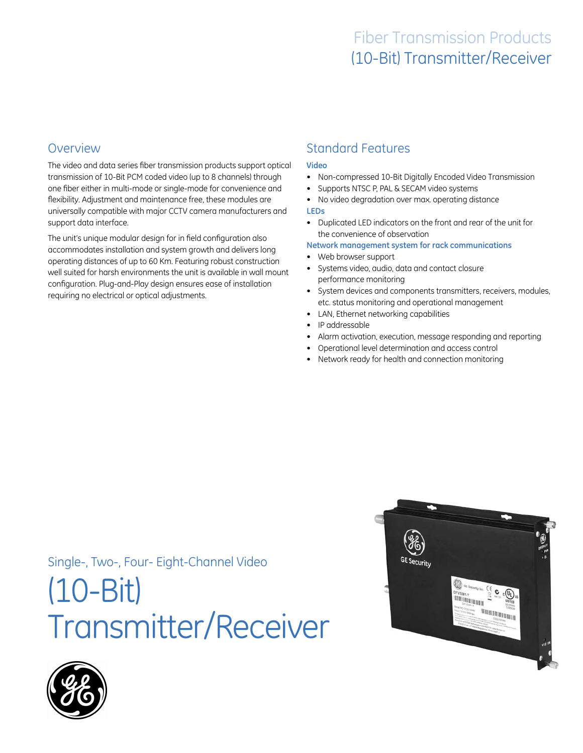# Fiber Transmission Products
## (10-Bit) Transmitter/Receiver

## Overview

The video and data series fiber transmission products support optical transmission of 10-Bit PCM coded video (up to 8 channels) through one fiber either in multi-mode or single-mode for convenience and flexibility. Adjustment and maintenance free, these modules are universally compatible with major CCTV camera manufacturers and support data interface.

The unit's unique modular design for in field configuration also accommodates installation and system growth and delivers long operating distances of up to 60 Km. Featuring robust construction well suited for harsh environments the unit is available in wall mount configuration. Plug-and-Play design ensures ease of installation requiring no electrical or optical adjustments.

## Standard Features

### Video

- Non-compressed 10-Bit Digitally Encoded Video Transmission
- Supports NTSC P, PAL & SECAM video systems
- No video degradation over max. operating distance

### LEDs

- Duplicated LED indicators on the front and rear of the unit for the convenience of observation

### Network management system for rack communications

- Web browser support
- Systems video, audio, data and contact closure performance monitoring
- System devices and components transmitters, receivers, modules, etc. status monitoring and operational management
- LAN, Ethernet networking capabilities
- IP addressable
- Alarm activation, execution, message responding and reporting
- Operational level determination and access control
- Network ready for health and connection monitoring

Single-, Two-, Four- Eight-Channel Video

# (10-Bit) Transmitter/Receiver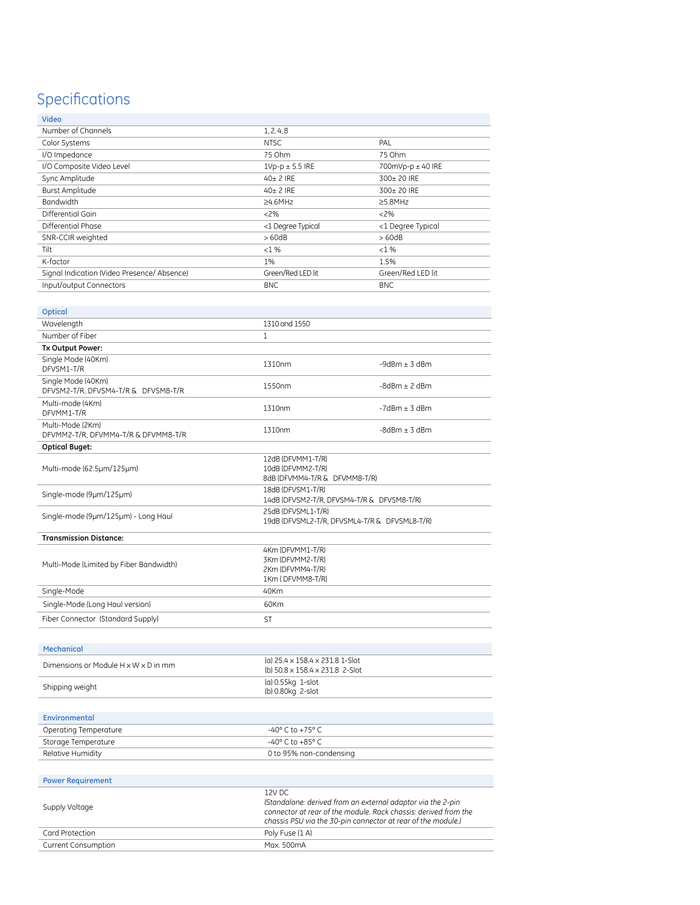# Specifications

| Video | | |
|---|---|---|
| Number of Channels | 1, 2, 4, 8 | |
| Color Systems | NTSC | PAL |
| I/O Impedance | 75 Ohm | 75 Ohm |
| I/O Composite Video Level | 1Vp-p ± 5.5 IRE | 700mVp-p ± 40 IRE |
| Sync Amplitude | 40± 2 IRE | 300± 20 IRE |
| Burst Amplitude | 40± 2 IRE | 300± 20 IRE |
| Bandwidth | ≥4.6MHz | ≥5.8MHz |
| Differential Gain | <2% | <2% |
| Differential Phase | <1 Degree Typical | <1 Degree Typical |
| SNR-CCIR weighted | > 60dB | > 60dB |
| Tilt | <1 % | <1 % |
| K-factor | 1% | 1.5% |
| Signal Indication (Video Presence/ Absence) | Green/Red LED lit | Green/Red LED lit |
| Input/output Connectors | BNC | BNC |

| Optical | | |
|---|---|---|
| Wavelength | 1310 and 1550 | |
| Number of Fiber | 1 | |
| **Tx Output Power:** | | |
| Single Mode (40Km) DFVSM1-T/R | 1310nm | -9dBm ± 3 dBm |
| Single Mode (40Km) DFVSM2-T/R, DFVSM4-T/R & DFVSM8-T/R | 1550nm | -8dBm ± 2 dBm |
| Multi-mode (4Km) DFVMM1-T/R | 1310nm | -7dBm ± 3 dBm |
| Multi-Mode (2Km) DFVMM2-T/R, DFVMM4-T/R & DFVMM8-T/R | 1310nm | -8dBm ± 3 dBm |
| **Optical Buget:** | | |
| Multi-mode (62.5µm/125µm) | 12dB (DFVMM1-T/R)<br>10dB (DFVMM2-T/R)<br>8dB (DFVMM4-T/R & DFVMM8-T/R) | |
| Single-mode (9µm/125µm) | 18dB (DFVSM1-T/R)<br>14dB (DFVSM2-T/R, DFVSM4-T/R & DFVSM8-T/R) | |
| Single-mode (9µm/125µm) - Long Haul | 25dB (DFVSML1-T/R)<br>19dB (DFVSML2-T/R, DFVSML4-T/R & DFVSML8-T/R) | |
| **Transmission Distance:** | | |
| Multi-Mode (Limited by Fiber Bandwidth) | 4Km (DFVMM1-T/R)<br>3Km (DFVMM2-T/R)<br>2Km (DFVMM4-T/R)<br>1Km ( DFVMM8-T/R) | |
| Single-Mode | 40Km | |
| Single-Mode (Long Haul version) | 60Km | |
| Fiber Connector (Standard Supply) | ST | |

| Mechanical | |
|---|---|
| Dimensions or Module H x W x D in mm | (a) 25.4 x 158.4 x 231.8 1-Slot<br>(b) 50.8 x 158.4 x 231.8 2-Slot |
| Shipping weight | (a) 0.55kg 1-slot<br>(b) 0.80kg 2-slot |

| Environmental | |
|---|---|
| Operating Temperature | -40° C to +75° C |
| Storage Temperature | -40° C to +85° C |
| Relative Humidity | 0 to 95% non-condensing |

| Power Requirement | |
|---|---|
| Supply Voltage | 12V DC<br>*(Standalone: derived from an external adaptor via the 2-pin connector at rear of the module. Rack chassis: derived from the chassis PSU via the 30-pin connector at rear of the module.)* |
| Card Protection | Poly Fuse (1 A) |
| Current Consumption | Max. 500mA |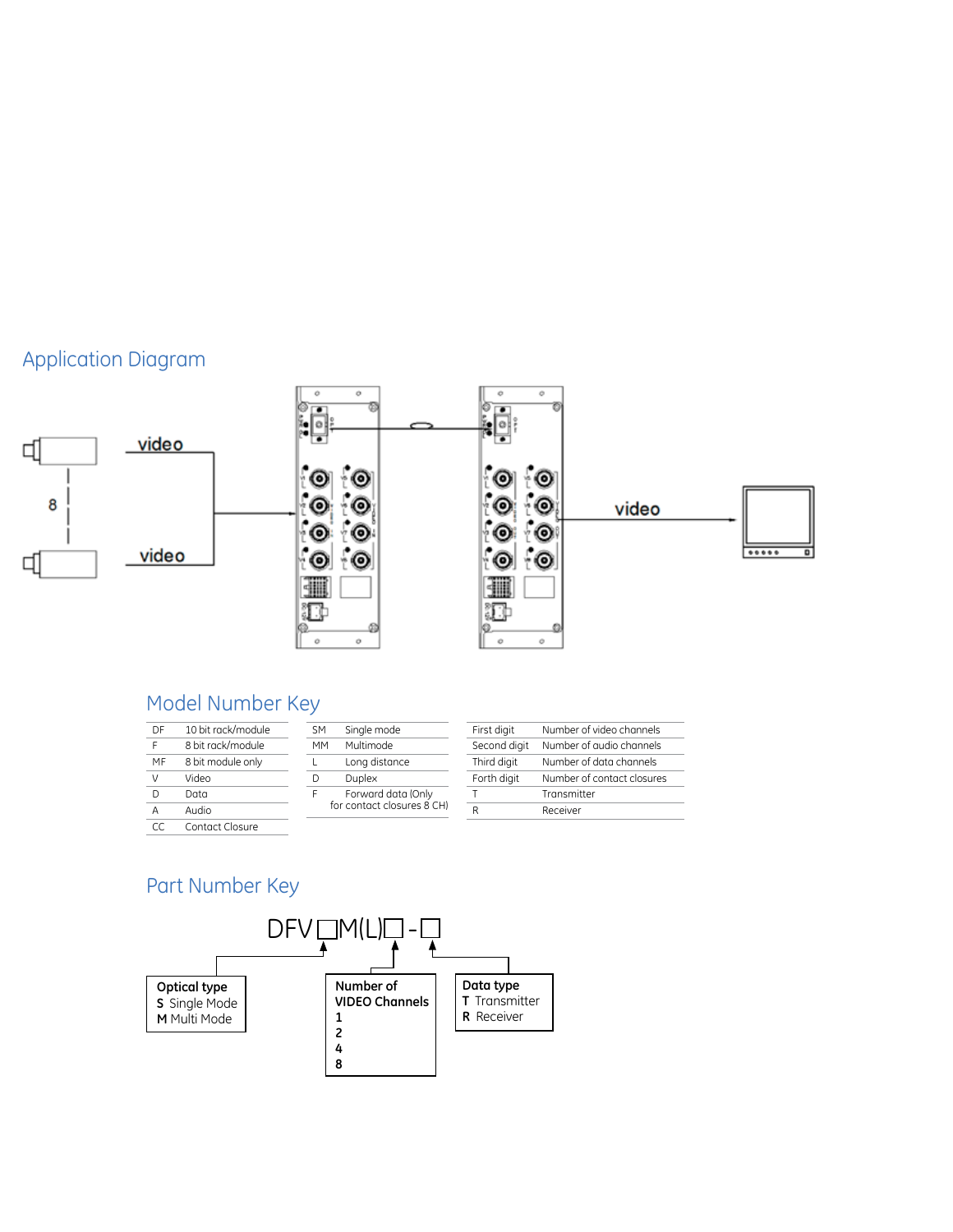## Application Diagram

video

8

video

video

## Model Number Key

| | |
|---|---|
| DF | 10 bit rack/module |
| F | 8 bit rack/module |
| MF | 8 bit module only |
| V | Video |
| D | Data |
| A | Audio |
| CC | Contact Closure |

| | |
|---|---|
| SM | Single mode |
| MM | Multimode |
| L | Long distance |
| D | Duplex |
| F | Forward data (Only for contact closures 8 CH) |

| | |
|---|---|
| First digit | Number of video channels |
| Second digit | Number of audio channels |
| Third digit | Number of data channels |
| Forth digit | Number of contact closures |
| T | Transmitter |
| R | Receiver |

## Part Number Key

DFV □M(L)□-□

**Optical type**
**S** Single Mode
**M** Multi Mode

**Number of VIDEO Channels**
**1**
**2**
**4**
**8**

**Data type**
**T** Transmitter
**R** Receiver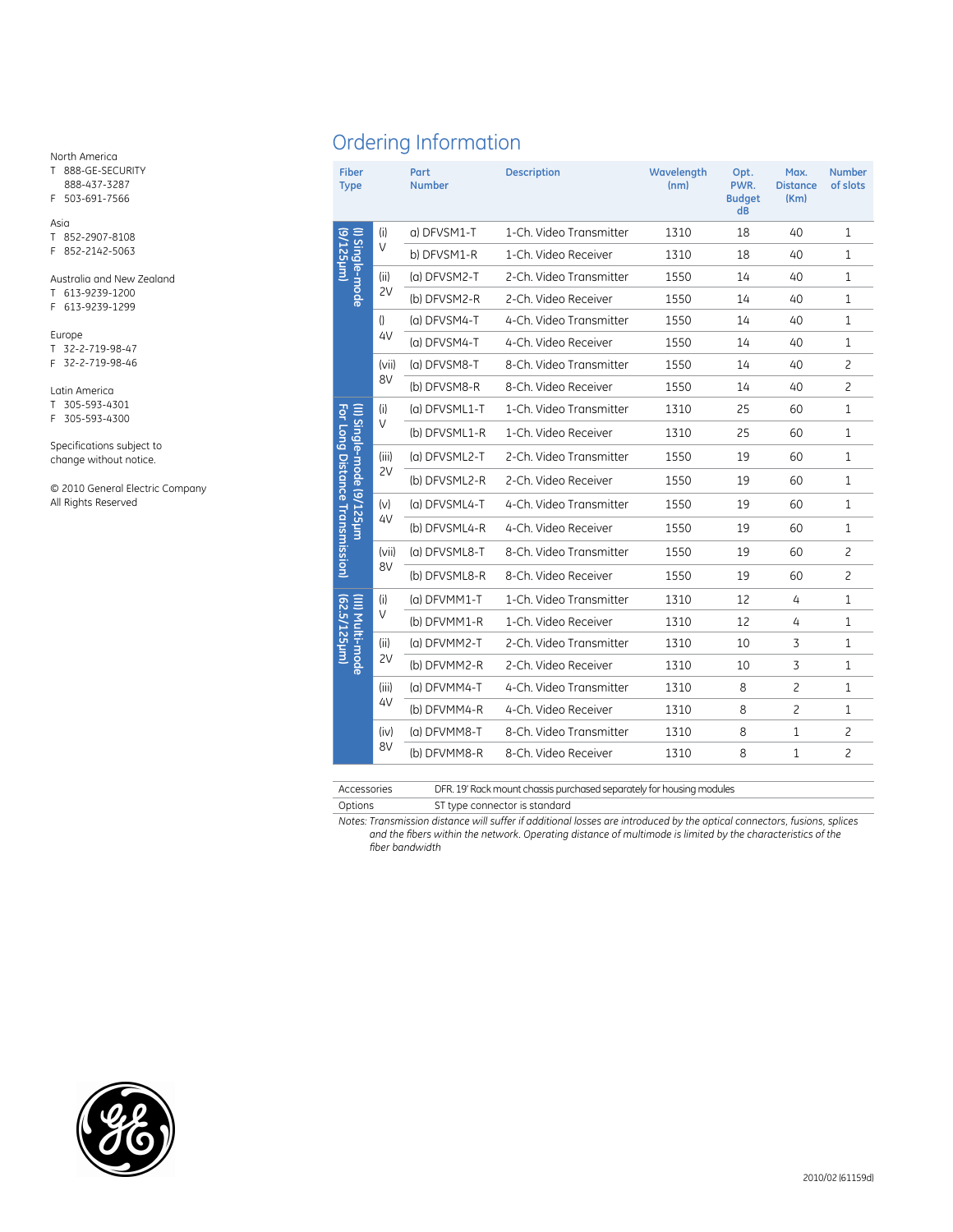North America
T 888-GE-SECURITY
888-437-3287
F 503-691-7566

Asia
T 852-2907-8108
F 852-2142-5063

Australia and New Zealand
T 613-9239-1200
F 613-9239-1299

Europe
T 32-2-719-98-47
F 32-2-719-98-46

Latin America
T 305-593-4301
F 305-593-4300

Specifications subject to change without notice.

© 2010 General Electric Company
All Rights Reserved

## Ordering Information

| Fiber Type | | Part Number | Description | Wavelength (nm) | Opt. PWR. Budget dB | Max. Distance (Km) | Number of slots |
|---|---|---|---|---|---|---|---|
| (I) Single-mode (9/125μm) | (i) V | a) DFVSM1-T | 1-Ch. Video Transmitter | 1310 | 18 | 40 | 1 |
| | | b) DFVSM1-R | 1-Ch. Video Receiver | 1310 | 18 | 40 | 1 |
| | (ii) 2V | (a) DFVSM2-T | 2-Ch. Video Transmitter | 1550 | 14 | 40 | 1 |
| | | (b) DFVSM2-R | 2-Ch. Video Receiver | 1550 | 14 | 40 | 1 |
| | () 4V | (a) DFVSM4-T | 4-Ch. Video Transmitter | 1550 | 14 | 40 | 1 |
| | | (a) DFVSM4-T | 4-Ch. Video Receiver | 1550 | 14 | 40 | 1 |
| | (vii) 8V | (a) DFVSM8-T | 8-Ch. Video Transmitter | 1550 | 14 | 40 | 2 |
| | | (b) DFVSM8-R | 8-Ch. Video Receiver | 1550 | 14 | 40 | 2 |
| (II) Single-mode (9/125μm For Long Distance Transmission) | (i) V | (a) DFVSML1-T | 1-Ch. Video Transmitter | 1310 | 25 | 60 | 1 |
| | | (b) DFVSML1-R | 1-Ch. Video Receiver | 1310 | 25 | 60 | 1 |
| | (iii) 2V | (a) DFVSML2-T | 2-Ch. Video Transmitter | 1550 | 19 | 60 | 1 |
| | | (b) DFVSML2-R | 2-Ch. Video Receiver | 1550 | 19 | 60 | 1 |
| | (v) 4V | (a) DFVSML4-T | 4-Ch. Video Transmitter | 1550 | 19 | 60 | 1 |
| | | (b) DFVSML4-R | 4-Ch. Video Receiver | 1550 | 19 | 60 | 1 |
| | (vii) 8V | (a) DFVSML8-T | 8-Ch. Video Transmitter | 1550 | 19 | 60 | 2 |
| | | (b) DFVSML8-R | 8-Ch. Video Receiver | 1550 | 19 | 60 | 2 |
| (III) Multi-mode (62.5/125μm) | (i) V | (a) DFVMM1-T | 1-Ch. Video Transmitter | 1310 | 12 | 4 | 1 |
| | | (b) DFVMM1-R | 1-Ch. Video Receiver | 1310 | 12 | 4 | 1 |
| | (ii) 2V | (a) DFVMM2-T | 2-Ch. Video Transmitter | 1310 | 10 | 3 | 1 |
| | | (b) DFVMM2-R | 2-Ch. Video Receiver | 1310 | 10 | 3 | 1 |
| | (iii) 4V | (a) DFVMM4-T | 4-Ch. Video Transmitter | 1310 | 8 | 2 | 1 |
| | | (b) DFVMM4-R | 4-Ch. Video Receiver | 1310 | 8 | 2 | 1 |
| | (iv) 8V | (a) DFVMM8-T | 8-Ch. Video Transmitter | 1310 | 8 | 1 | 2 |
| | | (b) DFVMM8-R | 8-Ch. Video Receiver | 1310 | 8 | 1 | 2 |

| | |
|---|---|
| Accessories | DFR. 19' Rack mount chassis purchased separately for housing modules |
| Options | ST type connector is standard |

*Notes: Transmission distance will suffer if additional losses are introduced by the optical connectors, fusions, splices and the fibers within the network. Operating distance of multimode is limited by the characteristics of the fiber bandwidth*

2010/02 (61159d)